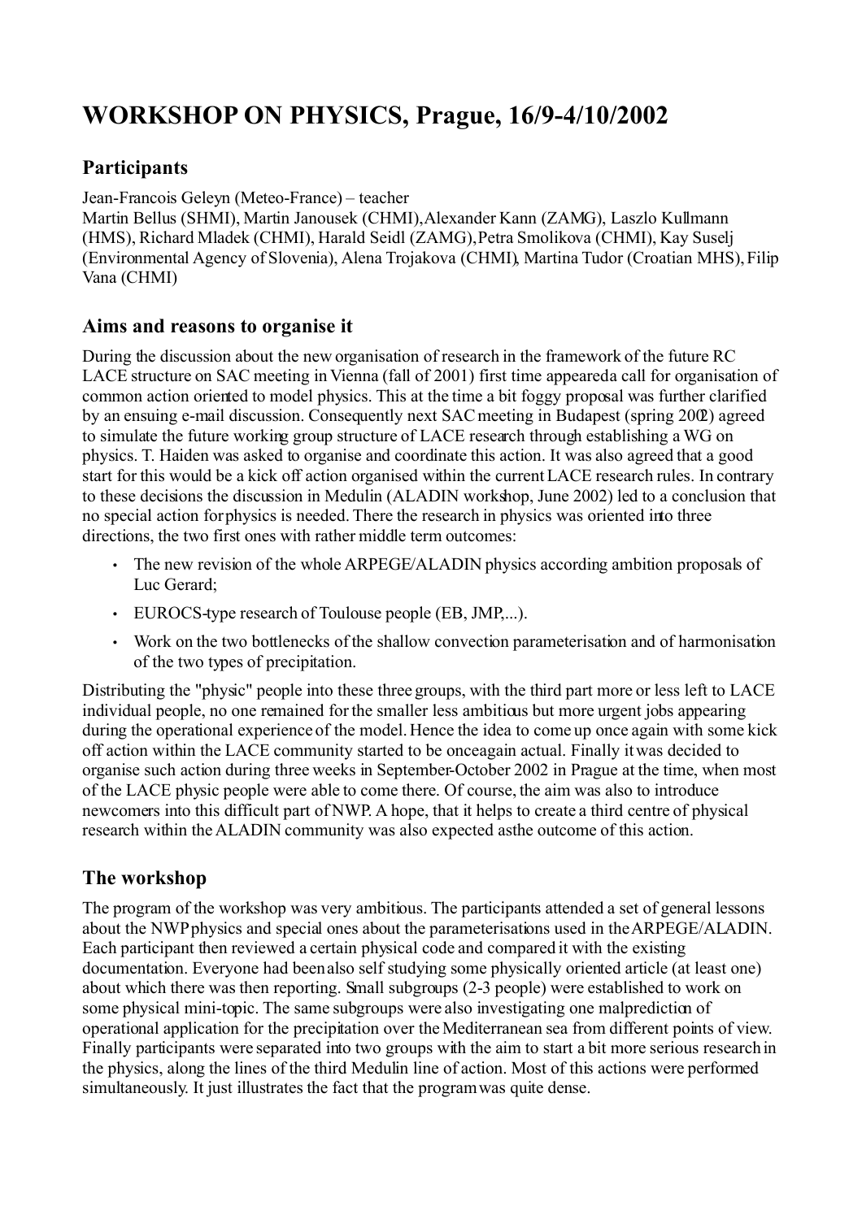# WORKSHOP ON PHYSICS, Prague, 16/9-4/10/2002

## Participants

Jean-Francois Geleyn (Meteo-France) – teacher

Martin Bellus (SHMI), Martin Janousek (CHMI), Alexander Kann (ZAMG), Laszlo Kullmann (HMS), Richard Mladek (CHMI), Harald Seidl (ZAMG), Petra Smolikova (CHMI), Kay Suselj (Environmental Agency of Slovenia), Alena Trojakova (CHMI), Martina Tudor (Croatian MHS), Filip Vana (CHMI)

## Aims and reasons to organise it

During the discussion about the new organisation of research in the framework of the future RC LACE structure on SAC meeting in Vienna (fall of 2001) first time appeareda call for organisation of common action oriented to model physics. This at the time a bit foggy proposal was further clarified by an ensuing e-mail discussion. Consequently next SAC meeting in Budapest (spring 2002) agreed to simulate the future working group structure of LACE research through establishing a WG on physics. T. Haiden was asked to organise and coordinate this action. It was also agreed that a good start for this would be a kick off action organised within the current LACE research rules. In contrary to these decisions the discussion in Medulin (ALADIN workshop, June 2002) led to a conclusion that no special action forphysics is needed. There the research in physics was oriented into three directions, the two first ones with rather middle term outcomes:

- The new revision of the whole ARPEGE/ALADIN physics according ambition proposals of Luc Gerard;
- EUROCS-type research of Toulouse people (EB, JMP,...).
- Work on the two bottlenecks of the shallow convection parameterisation and of harmonisation of the two types of precipitation.

Distributing the "physic" people into these three groups, with the third part more or less left to LACE individual people, no one remained for the smaller less ambitious but more urgent jobs appearing during the operational experience of the model. Hence the idea to come up once again with some kick off action within the LACE community started to be onceagain actual. Finally it was decided to organise such action during three weeks in September-October 2002 in Prague at the time, when most of the LACE physic people were able to come there. Of course, the aim was also to introduce newcomers into this difficult part of NWP. A hope, that it helps to create a third centre of physical research within the ALADIN community was also expected asthe outcome of this action.

## The workshop

The program of the workshop was very ambitious. The participants attended a set of general lessons about the NWP physics and special ones about the parameterisations used in the ARPEGE/ALADIN. Each participant then reviewed a certain physical code and compared it with the existing documentation. Everyone had been also self studying some physically oriented article (at least one) about which there was then reporting. Small subgroups (2-3 people) were established to work on some physical mini-topic. The same subgroups were also investigating one malprediction of operational application for the precipitation over the Mediterranean sea from different points of view. Finally participants were separated into two groups with the aim to start a bit more serious research in the physics, along the lines of the third Medulin line of action. Most of this actions were performed simultaneously. It just illustrates the fact that the program was quite dense.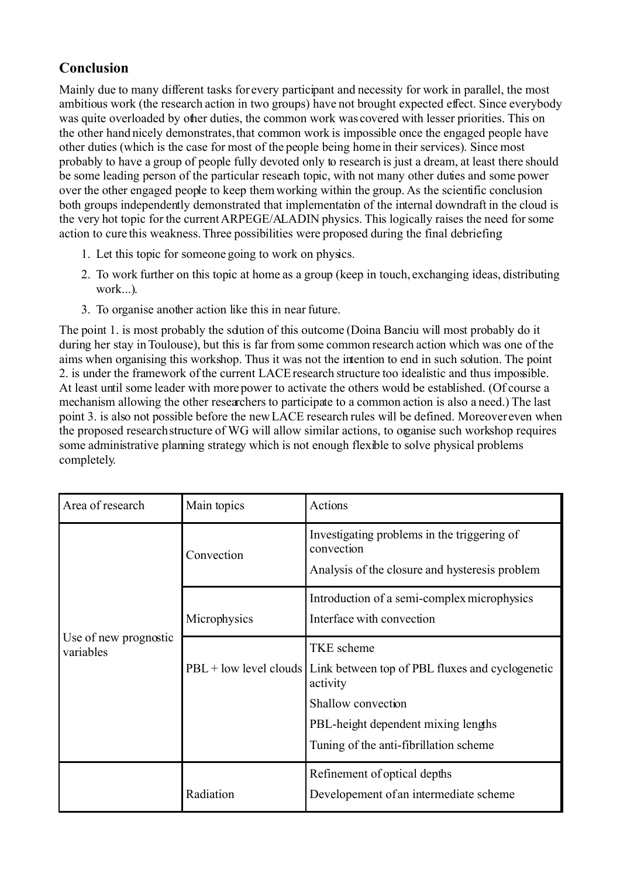## Conclusion

Mainly due to many different tasks for every participant and necessity for work in parallel, the most ambitious work (the research action in two groups) have not brought expected effect. Since everybody was quite overloaded by other duties, the common work was covered with lesser priorities. This on the other hand nicely demonstrates, that common work is impossible once the engaged people have other duties (which is the case for most of the people being home in their services). Since most probably to have a group of people fully devoted only to research is just a dream, at least there should be some leading person of the particular research topic, with not many other duties and some power over the other engaged people to keep them working within the group. As the scientific conclusion both groups independently demonstrated that implementation of the internal downdraft in the cloud is the very hot topic for the current ARPEGE/ALADIN physics. This logically raises the need for some action to cure this weakness. Three possibilities were proposed during the final debriefing:

1. Let this topic for someone going to work on physics.
2. To work further on this topic at home as a group (keep in touch, exchanging ideas, distributing work...).
3. To organise another action like this in near future.

The point 1. is most probably the solution of this outcome (Doina Banciu will most probably do it during her stay in Toulouse), but this is far from some common research action which was one of the aims when organising this workshop. Thus it was not the intention to end in such solution. The point 2. is under the framework of the current LACE research structure too idealistic and thus impossible. At least until some leader with more power to activate the others would be established. (Of course a mechanism allowing the other researchers to participate to a common action is also a need.) The last point 3. is also not possible before the new LACE research rules will be defined. Moreover even when the proposed research structure of WG will allow similar actions, to organise such workshop requires some administrative planning strategy which is not enough flexible to solve physical problems completely.

| Area of research | Main topics | Actions |
|---|---|---|
| Use of new prognostic variables | Convection | Investigating problems in the triggering of convection<br>Analysis of the closure and hysteresis problem |
| | Microphysics | Introduction of a semi-complex microphysics<br>Interface with convection |
| | PBL + low level clouds | TKE scheme<br>Link between top of PBL fluxes and cyclogenetic activity<br>Shallow convection<br>PBL-height dependent mixing lengths<br>Tuning of the anti-fibrillation scheme |
| | Radiation | Refinement of optical depths<br>Developement of an intermediate scheme |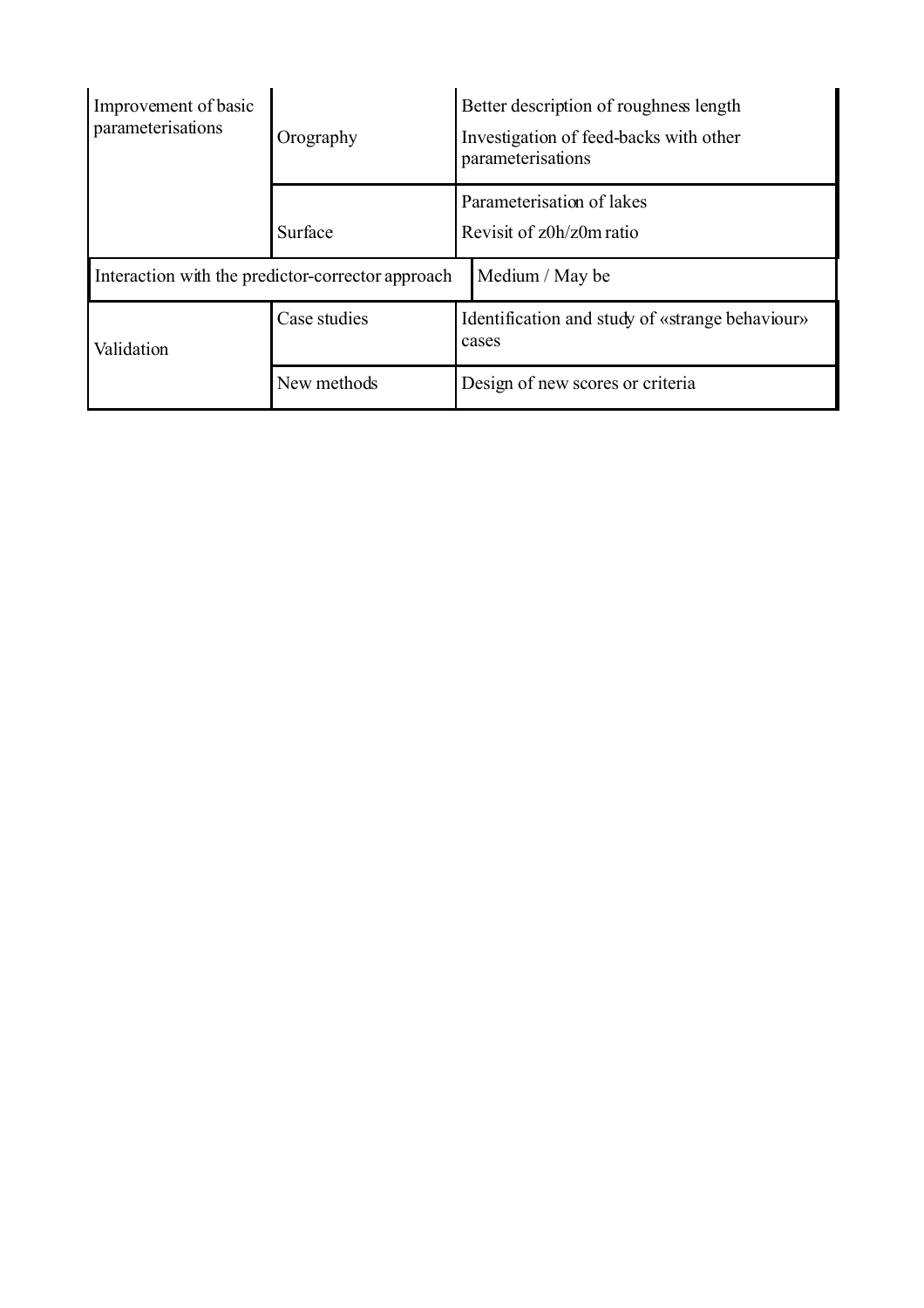| | | |
|---|---|---|
| Improvement of basic parameterisations | Orography | Better description of roughness length<br>Investigation of feed-backs with other parameterisations |
| | Surface | Parameterisation of lakes<br>Revisit of z0h/z0m ratio |
| Interaction with the predictor-corrector approach | | Medium / May be |
| Validation | Case studies | Identification and study of «strange behaviour» cases |
| | New methods | Design of new scores or criteria |